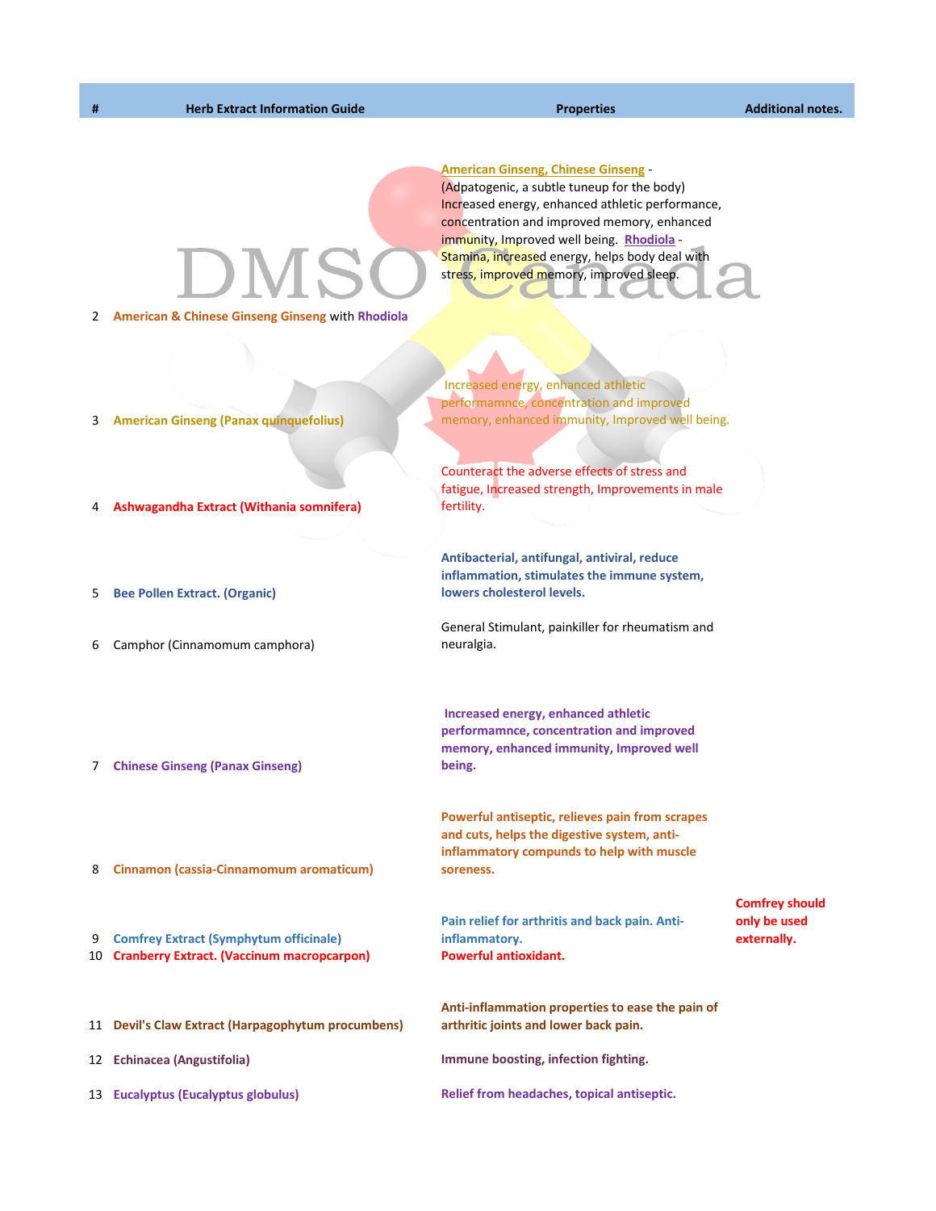| # | Herb Extract Information Guide | Properties | Additional notes. |
|---|---|---|---|
| 2 | American & Chinese Ginseng Ginseng with Rhodiola | American Ginseng, Chinese Ginseng - (Adpatogenic, a subtle tuneup for the body) Increased energy, enhanced athletic performance, concentration and improved memory, enhanced immunity, Improved well being. Rhodiola - Stamina, increased energy, helps body deal with stress, improved memory, improved sleep. | |
| 3 | American Ginseng (Panax quinquefolius) | Increased energy, enhanced athletic performamnce, concentration and improved memory, enhanced immunity, Improved well being. | |
| 4 | Ashwagandha Extract (Withania somnifera) | Counteract the adverse effects of stress and fatigue, Increased strength, Improvements in male fertility. | |
| 5 | **Bee Pollen Extract. (Organic)** | **Antibacterial, antifungal, antiviral, reduce inflammation, stimulates the immune system, lowers cholesterol levels.** | |
| 6 | Camphor (Cinnamomum camphora) | General Stimulant, painkiller for rheumatism and neuralgia. | |
| 7 | **Chinese Ginseng (Panax Ginseng)** | **Increased energy, enhanced athletic performamnce, concentration and improved memory, enhanced immunity, Improved well being.** | |
| 8 | **Cinnamon (cassia-Cinnamomum aromaticum)** | **Powerful antiseptic, relieves pain from scrapes and cuts, helps the digestive system, anti-inflammatory compunds to help with muscle soreness.** | |
| 9 | **Comfrey Extract (Symphytum officinale)** | **Pain relief for arthritis and back pain. Anti-inflammatory.** | **Comfrey should only be used externally.** |
| 10 | **Cranberry Extract. (Vaccinum macropcarpon)** | **Powerful antioxidant.** | |
| 11 | **Devil's Claw Extract (Harpagophytum procumbens)** | **Anti-inflammation properties to ease the pain of arthritic joints and lower back pain.** | |
| 12 | **Echinacea (Angustifolia)** | **Immune boosting, infection fighting.** | |
| 13 | **Eucalyptus (Eucalyptus globulus)** | **Relief from headaches, topical antiseptic.** | |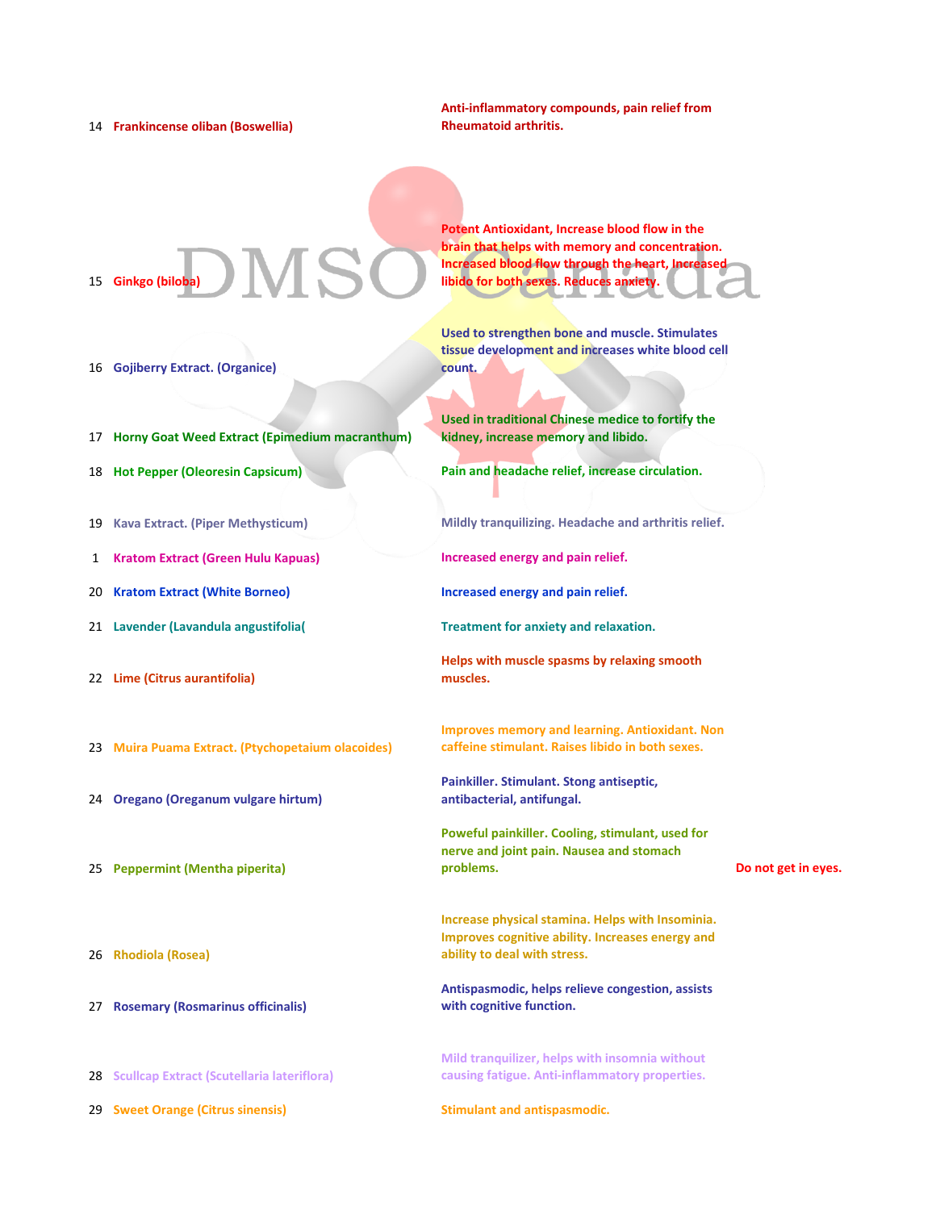| | | | |
|---|---|---|---|
| 14 | Frankincense oliban (Boswellia) | Anti-inflammatory compounds, pain relief from Rheumatoid arthritis. | |
| 15 | Ginkgo (biloba) | Potent Antioxidant, Increase blood flow in the brain that helps with memory and concentration. Increased blood flow through the heart, Increased libido for both sexes. Reduces anxiety. | |
| 16 | Gojiberry Extract. (Organice) | Used to strengthen bone and muscle. Stimulates tissue development and increases white blood cell count. | |
| 17 | Horny Goat Weed Extract (Epimedium macranthum) | Used in traditional Chinese medice to fortify the kidney, increase memory and libido. | |
| 18 | Hot Pepper (Oleoresin Capsicum) | Pain and headache relief, increase circulation. | |
| 19 | Kava Extract. (Piper Methysticum) | Mildly tranquilizing. Headache and arthritis relief. | |
| 1 | Kratom Extract (Green Hulu Kapuas) | Increased energy and pain relief. | |
| 20 | Kratom Extract (White Borneo) | Increased energy and pain relief. | |
| 21 | Lavender (Lavandula angustifolia( | Treatment for anxiety and relaxation. | |
| 22 | Lime (Citrus aurantifolia) | Helps with muscle spasms by relaxing smooth muscles. | |
| 23 | Muira Puama Extract. (Ptychopetaium olacoides) | Improves memory and learning. Antioxidant. Non caffeine stimulant. Raises libido in both sexes. | |
| 24 | Oregano (Oreganum vulgare hirtum) | Painkiller. Stimulant. Stong antiseptic, antibacterial, antifungal. | |
| 25 | Peppermint (Mentha piperita) | Poweful painkiller. Cooling, stimulant, used for nerve and joint pain. Nausea and stomach problems. | Do not get in eyes. |
| 26 | Rhodiola (Rosea) | Increase physical stamina. Helps with Insominia. Improves cognitive ability. Increases energy and ability to deal with stress. | |
| 27 | Rosemary (Rosmarinus officinalis) | Antispasmodic, helps relieve congestion, assists with cognitive function. | |
| 28 | Scullcap Extract (Scutellaria lateriflora) | Mild tranquilizer, helps with insomnia without causing fatigue. Anti-inflammatory properties. | |
| 29 | Sweet Orange (Citrus sinensis) | Stimulant and antispasmodic. | |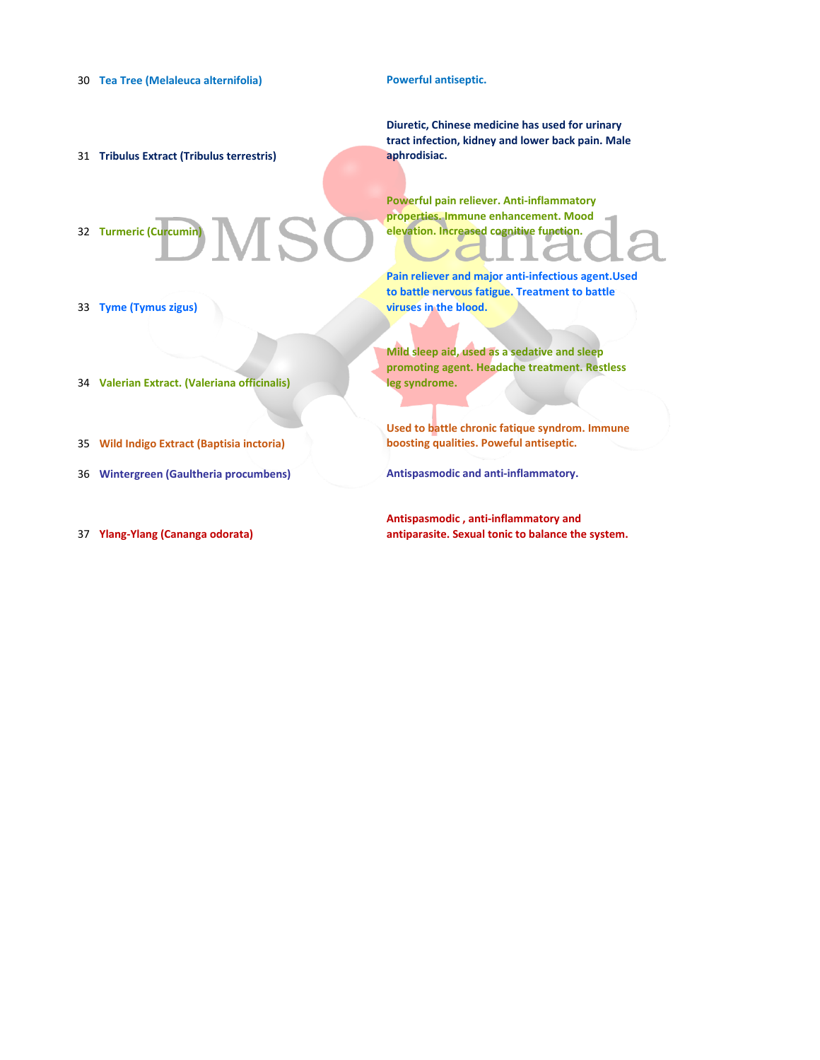| | | |
|---|---|---|
| 30 | **Tea Tree (Melaleuca alternifolia)** | **Powerful antiseptic.** |
| 31 | **Tribulus Extract (Tribulus terrestris)** | **Diuretic, Chinese medicine has used for urinary tract infection, kidney and lower back pain. Male aphrodisiac.** |
| 32 | **Turmeric (Curcumin)** | **Powerful pain reliever. Anti-inflammatory properties. Immune enhancement. Mood elevation. Increased cognitive function.** |
| 33 | **Tyme (Tymus zigus)** | **Pain reliever and major anti-infectious agent.Used to battle nervous fatigue. Treatment to battle viruses in the blood.** |
| 34 | **Valerian Extract. (Valeriana officinalis)** | **Mild sleep aid, used as a sedative and sleep promoting agent. Headache treatment. Restless leg syndrome.** |
| 35 | **Wild Indigo Extract (Baptisia inctoria)** | **Used to battle chronic fatique syndrom. Immune boosting qualities. Poweful antiseptic.** |
| 36 | **Wintergreen (Gaultheria procumbens)** | **Antispasmodic and anti-inflammatory.** |
| 37 | **Ylang-Ylang (Cananga odorata)** | **Antispasmodic , anti-inflammatory and antiparasite. Sexual tonic to balance the system.** |